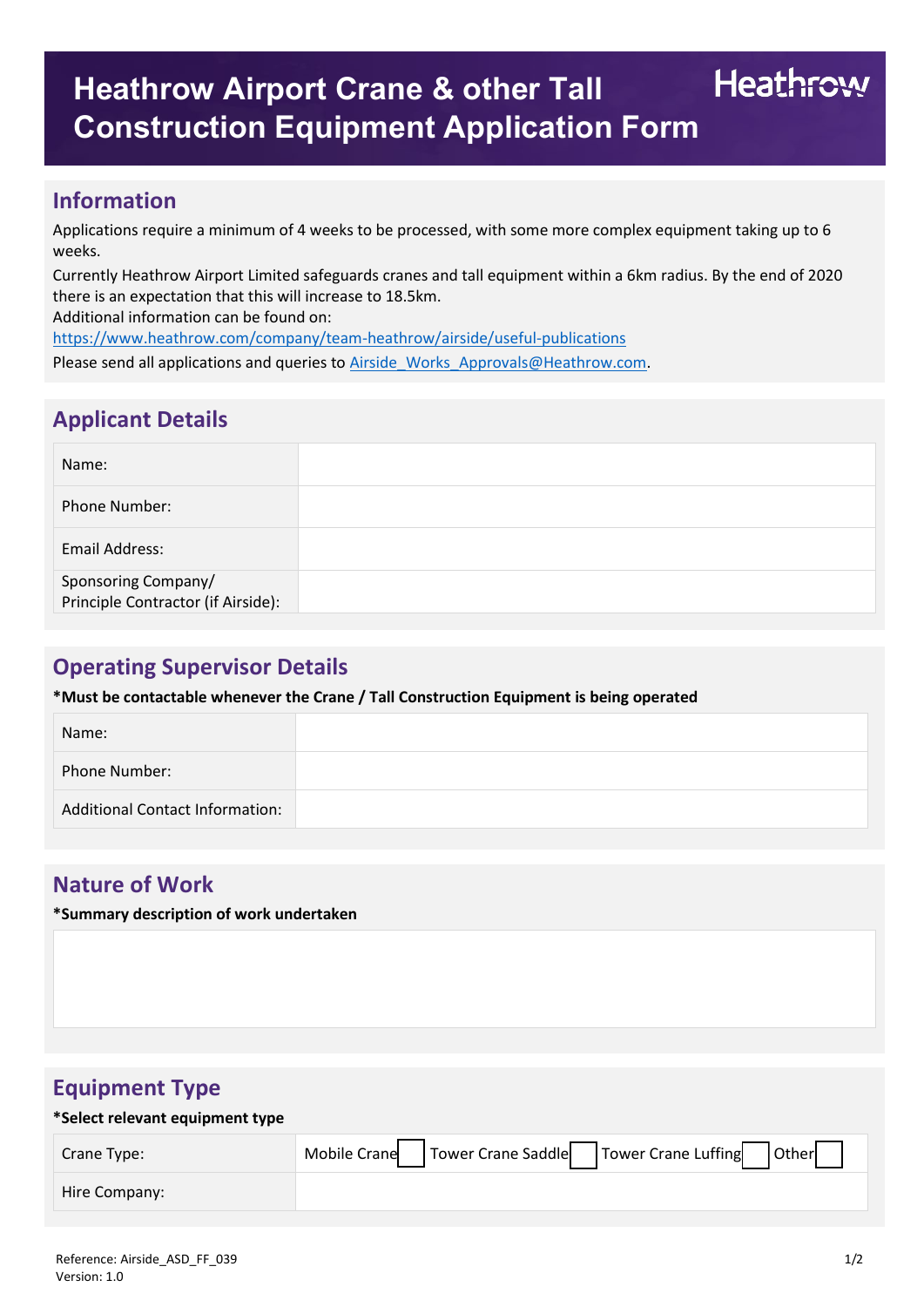# Heathrow Airport Crane & other Tall Construction Equipment Application Form

Heathrow

## Information

Applications require a minimum of 4 weeks to be processed, with some more complex equipment taking up to 6 weeks.

Currently Heathrow Airport Limited safeguards cranes and tall equipment within a 6km radius. By the end of 2020 there is an expectation that this will increase to 18.5km.

Additional information can be found on:
https://www.heathrow.com/company/team-heathrow/airside/useful-publications

Please send all applications and queries to Airside_Works_Approvals@Heathrow.com.

## Applicant Details

| | |
|---|---|
| Name: | |
| Phone Number: | |
| Email Address: | |
| Sponsoring Company/ Principle Contractor (if Airside): | |

## Operating Supervisor Details

**\*Must be contactable whenever the Crane / Tall Construction Equipment is being operated**

| | |
|---|---|
| Name: | |
| Phone Number: | |
| Additional Contact Information: | |

## Nature of Work

**\*Summary description of work undertaken**

| |
|---|
| |

## Equipment Type

**\*Select relevant equipment type**

| | |
|---|---|
| Crane Type: | Mobile Crane ☐ Tower Crane Saddle ☐ Tower Crane Luffing ☐ Other ☐ |
| Hire Company: | |

Reference: Airside_ASD_FF_039
Version: 1.0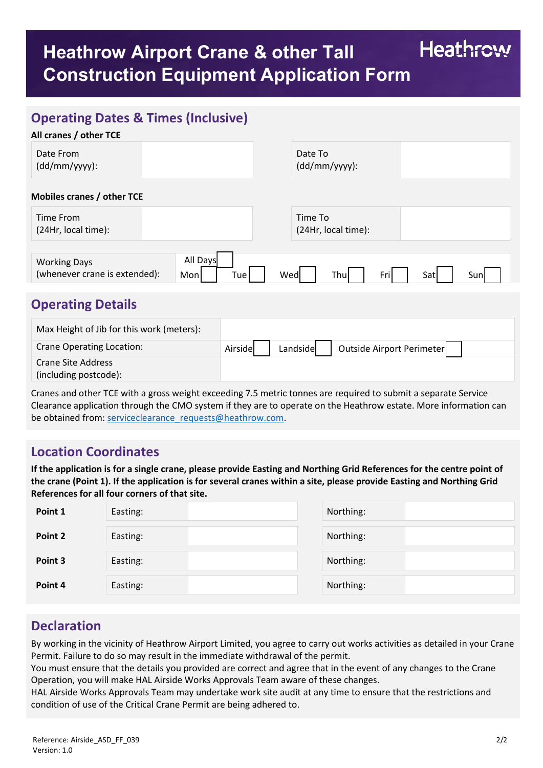# Heathrow Airport Crane & other Tall Construction Equipment Application Form

Heathrow

## Operating Dates & Times (Inclusive)

**All cranes / other TCE**

| | | | |
|---|---|---|---|
| Date From (dd/mm/yyyy): | | Date To (dd/mm/yyyy): | |

**Mobiles cranes / other TCE**

| | | | |
|---|---|---|---|
| Time From (24Hr, local time): | | Time To (24Hr, local time): | |

| | |
|---|---|
| Working Days (whenever crane is extended): | All Days ☐ Mon ☐ Tue ☐ Wed ☐ Thu ☐ Fri ☐ Sat ☐ Sun ☐ |

## Operating Details

| | |
|---|---|
| Max Height of Jib for this work (meters): | |
| Crane Operating Location: | Airside ☐ Landside ☐ Outside Airport Perimeter ☐ |
| Crane Site Address (including postcode): | |

Cranes and other TCE with a gross weight exceeding 7.5 metric tonnes are required to submit a separate Service Clearance application through the CMO system if they are to operate on the Heathrow estate. More information can be obtained from: serviceclearance_requests@heathrow.com.

## Location Coordinates

**If the application is for a single crane, please provide Easting and Northing Grid References for the centre point of the crane (Point 1). If the application is for several cranes within a site, please provide Easting and Northing Grid References for all four corners of that site.**

| | | | | |
|---|---|---|---|---|
| **Point 1** | Easting: | | Northing: | |
| **Point 2** | Easting: | | Northing: | |
| **Point 3** | Easting: | | Northing: | |
| **Point 4** | Easting: | | Northing: | |

## Declaration

By working in the vicinity of Heathrow Airport Limited, you agree to carry out works activities as detailed in your Crane Permit. Failure to do so may result in the immediate withdrawal of the permit.
You must ensure that the details you provided are correct and agree that in the event of any changes to the Crane Operation, you will make HAL Airside Works Approvals Team aware of these changes.
HAL Airside Works Approvals Team may undertake work site audit at any time to ensure that the restrictions and condition of use of the Critical Crane Permit are being adhered to.

Reference: Airside_ASD_FF_039
Version: 1.0